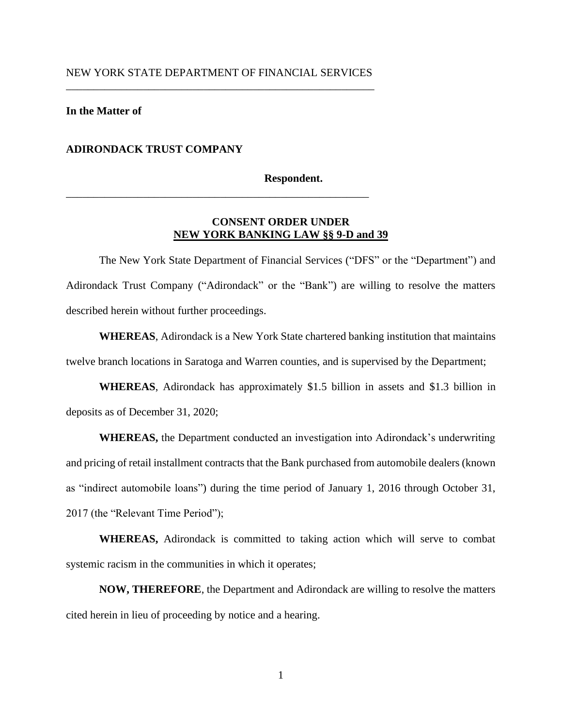NEW YORK STATE DEPARTMENT OF FINANCIAL SERVICES

---

**In the Matter of**

**ADIRONDACK TRUST COMPANY**

**Respondent.**

---

**CONSENT ORDER UNDER**
**NEW YORK BANKING LAW §§ 9-D and 39**

The New York State Department of Financial Services ("DFS" or the "Department") and Adirondack Trust Company ("Adirondack" or the "Bank") are willing to resolve the matters described herein without further proceedings.

**WHEREAS**, Adirondack is a New York State chartered banking institution that maintains twelve branch locations in Saratoga and Warren counties, and is supervised by the Department;

**WHEREAS**, Adirondack has approximately $1.5 billion in assets and $1.3 billion in deposits as of December 31, 2020;

**WHEREAS,** the Department conducted an investigation into Adirondack's underwriting and pricing of retail installment contracts that the Bank purchased from automobile dealers (known as "indirect automobile loans") during the time period of January 1, 2016 through October 31, 2017 (the "Relevant Time Period");

**WHEREAS,** Adirondack is committed to taking action which will serve to combat systemic racism in the communities in which it operates;

**NOW, THEREFORE**, the Department and Adirondack are willing to resolve the matters cited herein in lieu of proceeding by notice and a hearing.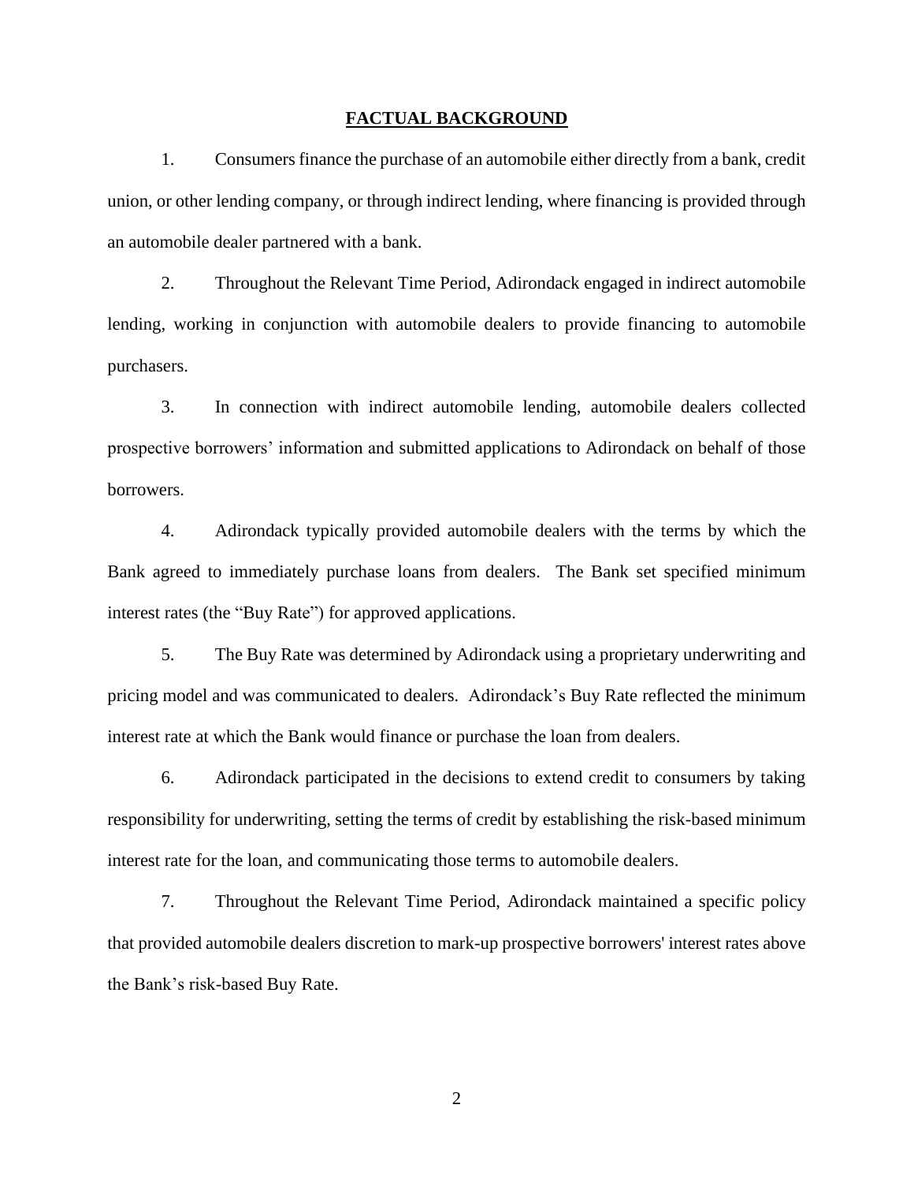## FACTUAL BACKGROUND

1. Consumers finance the purchase of an automobile either directly from a bank, credit union, or other lending company, or through indirect lending, where financing is provided through an automobile dealer partnered with a bank.

2. Throughout the Relevant Time Period, Adirondack engaged in indirect automobile lending, working in conjunction with automobile dealers to provide financing to automobile purchasers.

3. In connection with indirect automobile lending, automobile dealers collected prospective borrowers' information and submitted applications to Adirondack on behalf of those borrowers.

4. Adirondack typically provided automobile dealers with the terms by which the Bank agreed to immediately purchase loans from dealers. The Bank set specified minimum interest rates (the "Buy Rate") for approved applications.

5. The Buy Rate was determined by Adirondack using a proprietary underwriting and pricing model and was communicated to dealers. Adirondack's Buy Rate reflected the minimum interest rate at which the Bank would finance or purchase the loan from dealers.

6. Adirondack participated in the decisions to extend credit to consumers by taking responsibility for underwriting, setting the terms of credit by establishing the risk-based minimum interest rate for the loan, and communicating those terms to automobile dealers.

7. Throughout the Relevant Time Period, Adirondack maintained a specific policy that provided automobile dealers discretion to mark-up prospective borrowers' interest rates above the Bank's risk-based Buy Rate.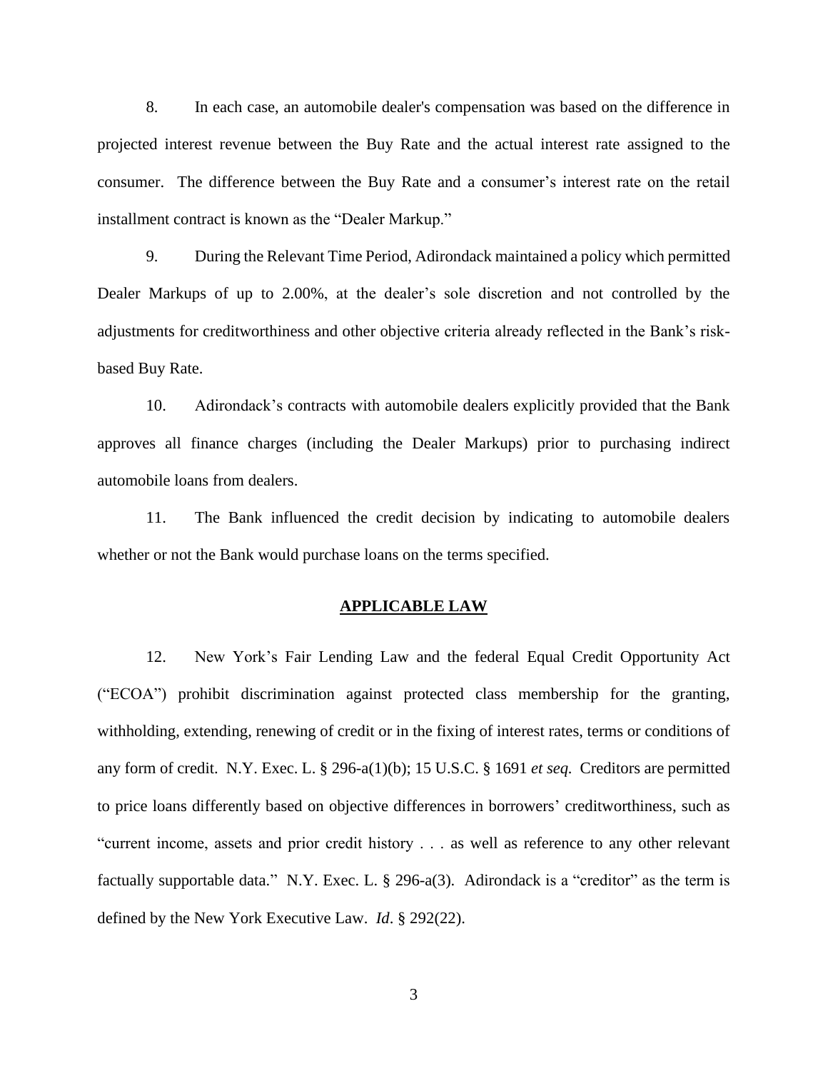8. In each case, an automobile dealer's compensation was based on the difference in projected interest revenue between the Buy Rate and the actual interest rate assigned to the consumer. The difference between the Buy Rate and a consumer's interest rate on the retail installment contract is known as the "Dealer Markup."

9. During the Relevant Time Period, Adirondack maintained a policy which permitted Dealer Markups of up to 2.00%, at the dealer's sole discretion and not controlled by the adjustments for creditworthiness and other objective criteria already reflected in the Bank's risk-based Buy Rate.

10. Adirondack's contracts with automobile dealers explicitly provided that the Bank approves all finance charges (including the Dealer Markups) prior to purchasing indirect automobile loans from dealers.

11. The Bank influenced the credit decision by indicating to automobile dealers whether or not the Bank would purchase loans on the terms specified.

## APPLICABLE LAW

12. New York's Fair Lending Law and the federal Equal Credit Opportunity Act ("ECOA") prohibit discrimination against protected class membership for the granting, withholding, extending, renewing of credit or in the fixing of interest rates, terms or conditions of any form of credit. N.Y. Exec. L. § 296-a(1)(b); 15 U.S.C. § 1691 *et seq.* Creditors are permitted to price loans differently based on objective differences in borrowers' creditworthiness, such as "current income, assets and prior credit history . . . as well as reference to any other relevant factually supportable data." N.Y. Exec. L. § 296-a(3). Adirondack is a "creditor" as the term is defined by the New York Executive Law. *Id*. § 292(22).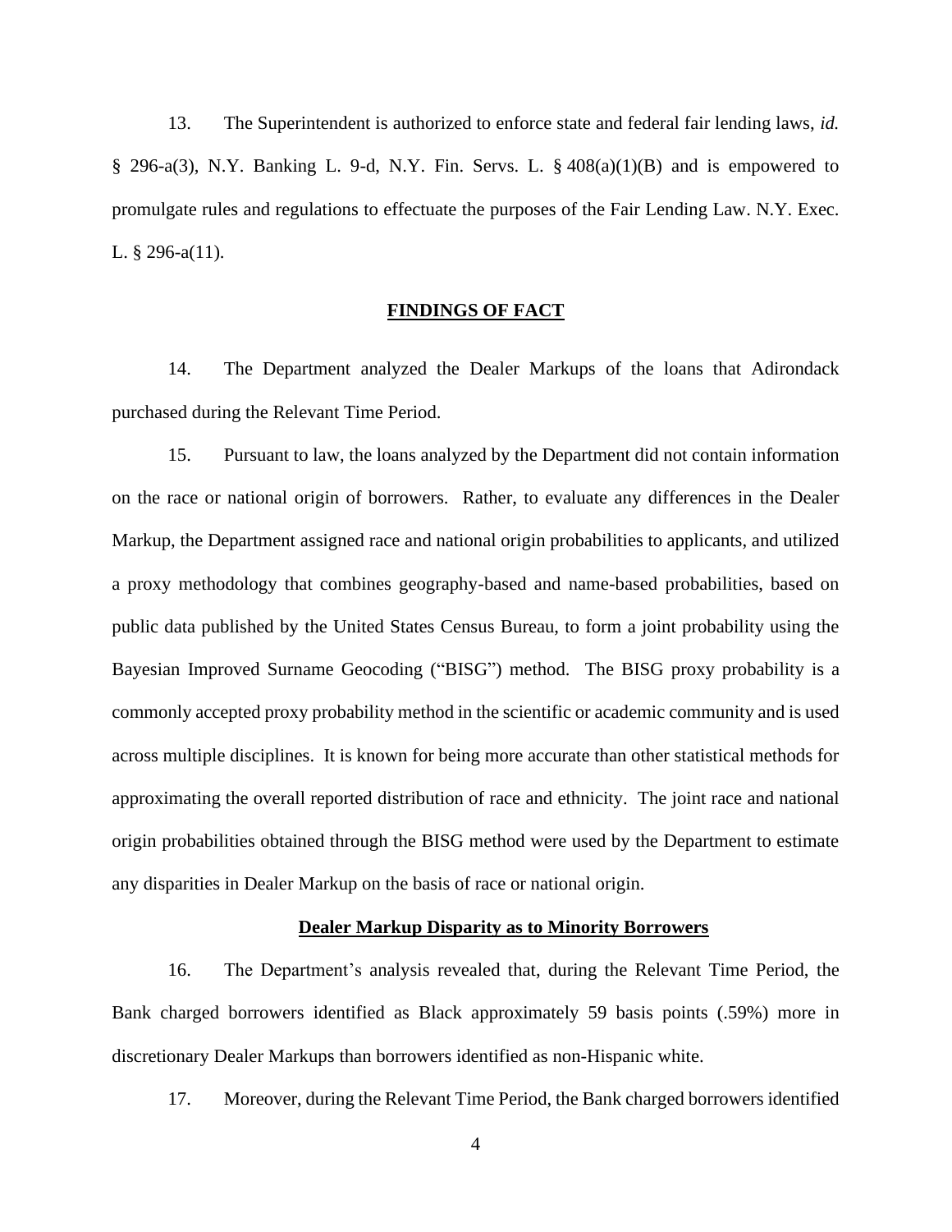13. The Superintendent is authorized to enforce state and federal fair lending laws, *id.* § 296-a(3), N.Y. Banking L. 9-d, N.Y. Fin. Servs. L. § 408(a)(1)(B) and is empowered to promulgate rules and regulations to effectuate the purposes of the Fair Lending Law. N.Y. Exec. L. § 296-a(11).

## FINDINGS OF FACT

14. The Department analyzed the Dealer Markups of the loans that Adirondack purchased during the Relevant Time Period.

15. Pursuant to law, the loans analyzed by the Department did not contain information on the race or national origin of borrowers. Rather, to evaluate any differences in the Dealer Markup, the Department assigned race and national origin probabilities to applicants, and utilized a proxy methodology that combines geography-based and name-based probabilities, based on public data published by the United States Census Bureau, to form a joint probability using the Bayesian Improved Surname Geocoding ("BISG") method. The BISG proxy probability is a commonly accepted proxy probability method in the scientific or academic community and is used across multiple disciplines. It is known for being more accurate than other statistical methods for approximating the overall reported distribution of race and ethnicity. The joint race and national origin probabilities obtained through the BISG method were used by the Department to estimate any disparities in Dealer Markup on the basis of race or national origin.

### Dealer Markup Disparity as to Minority Borrowers

16. The Department's analysis revealed that, during the Relevant Time Period, the Bank charged borrowers identified as Black approximately 59 basis points (.59%) more in discretionary Dealer Markups than borrowers identified as non-Hispanic white.

17. Moreover, during the Relevant Time Period, the Bank charged borrowers identified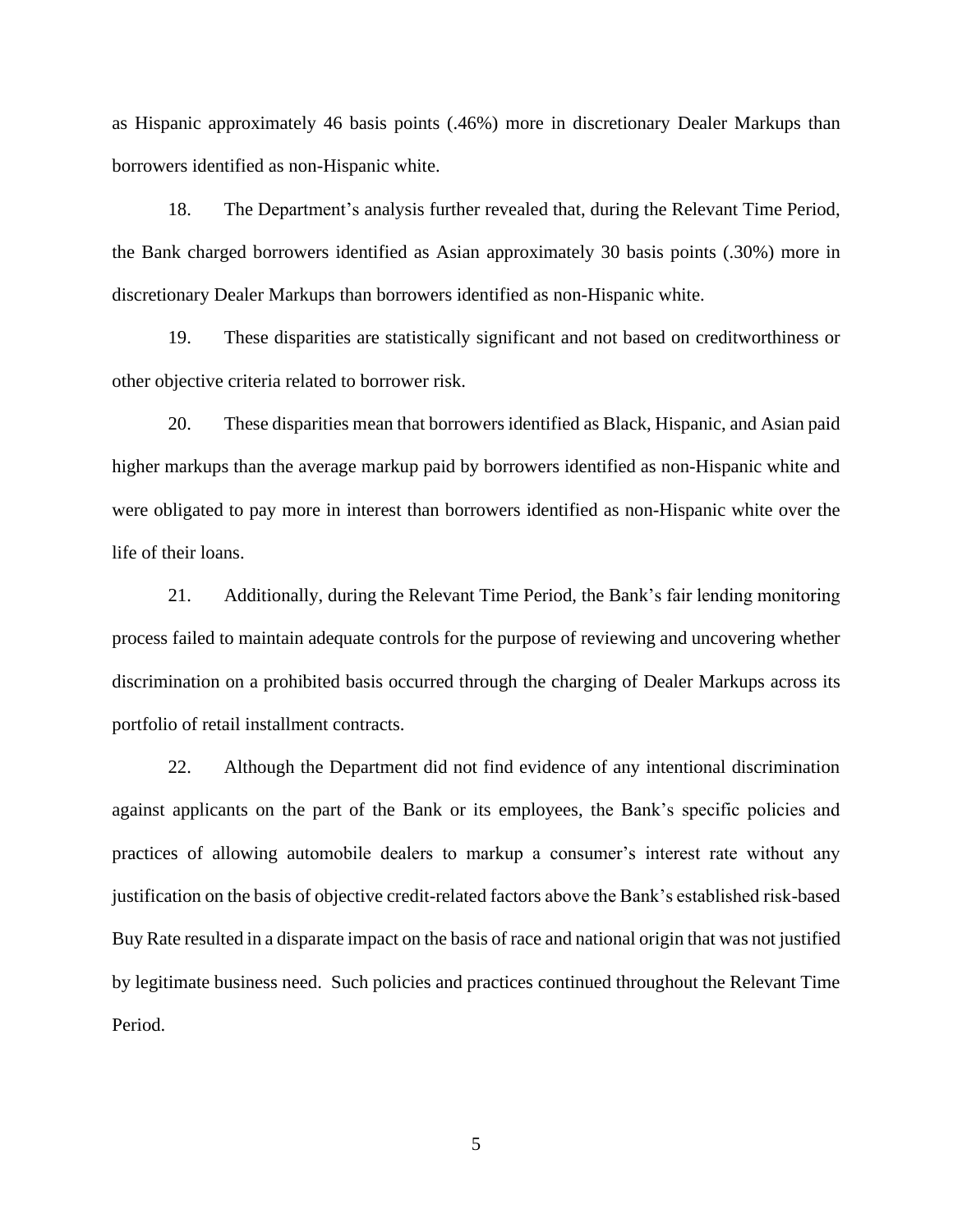as Hispanic approximately 46 basis points (.46%) more in discretionary Dealer Markups than borrowers identified as non-Hispanic white.

18. The Department's analysis further revealed that, during the Relevant Time Period, the Bank charged borrowers identified as Asian approximately 30 basis points (.30%) more in discretionary Dealer Markups than borrowers identified as non-Hispanic white.

19. These disparities are statistically significant and not based on creditworthiness or other objective criteria related to borrower risk.

20. These disparities mean that borrowers identified as Black, Hispanic, and Asian paid higher markups than the average markup paid by borrowers identified as non-Hispanic white and were obligated to pay more in interest than borrowers identified as non-Hispanic white over the life of their loans.

21. Additionally, during the Relevant Time Period, the Bank's fair lending monitoring process failed to maintain adequate controls for the purpose of reviewing and uncovering whether discrimination on a prohibited basis occurred through the charging of Dealer Markups across its portfolio of retail installment contracts.

22. Although the Department did not find evidence of any intentional discrimination against applicants on the part of the Bank or its employees, the Bank's specific policies and practices of allowing automobile dealers to markup a consumer's interest rate without any justification on the basis of objective credit-related factors above the Bank's established risk-based Buy Rate resulted in a disparate impact on the basis of race and national origin that was not justified by legitimate business need. Such policies and practices continued throughout the Relevant Time Period.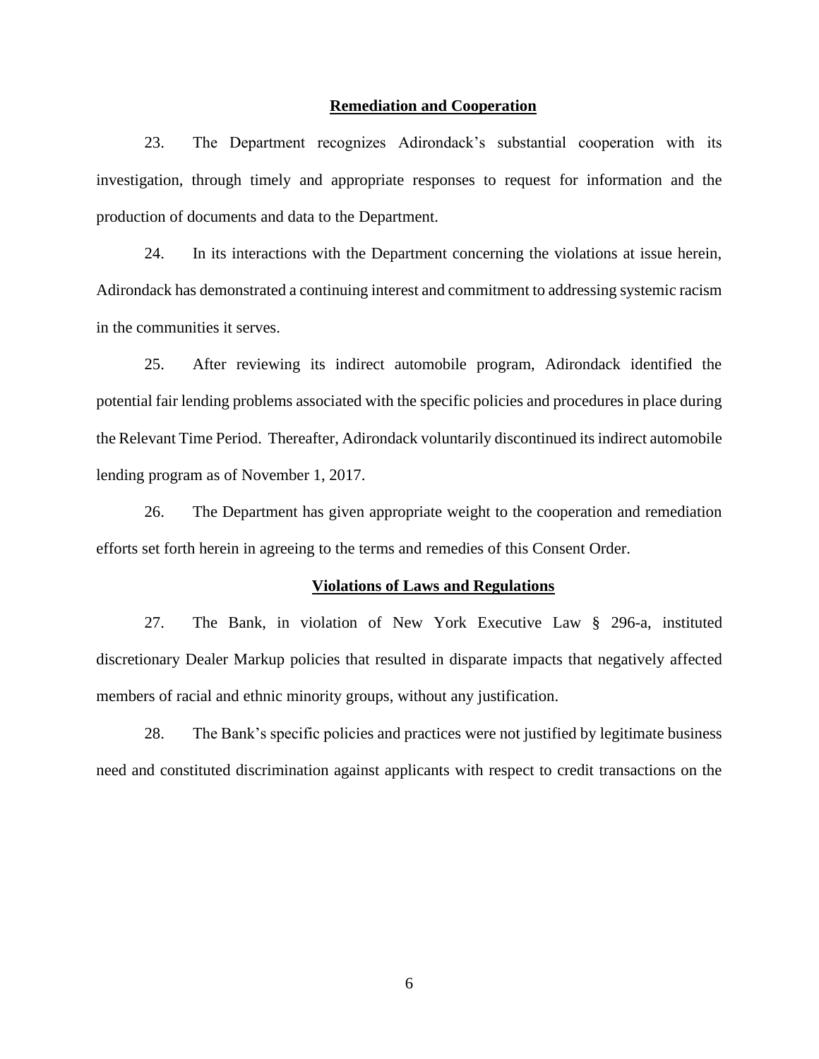**Remediation and Cooperation**

23. The Department recognizes Adirondack's substantial cooperation with its investigation, through timely and appropriate responses to request for information and the production of documents and data to the Department.

24. In its interactions with the Department concerning the violations at issue herein, Adirondack has demonstrated a continuing interest and commitment to addressing systemic racism in the communities it serves.

25. After reviewing its indirect automobile program, Adirondack identified the potential fair lending problems associated with the specific policies and procedures in place during the Relevant Time Period. Thereafter, Adirondack voluntarily discontinued its indirect automobile lending program as of November 1, 2017.

26. The Department has given appropriate weight to the cooperation and remediation efforts set forth herein in agreeing to the terms and remedies of this Consent Order.

**Violations of Laws and Regulations**

27. The Bank, in violation of New York Executive Law § 296-a, instituted discretionary Dealer Markup policies that resulted in disparate impacts that negatively affected members of racial and ethnic minority groups, without any justification.

28. The Bank's specific policies and practices were not justified by legitimate business need and constituted discrimination against applicants with respect to credit transactions on the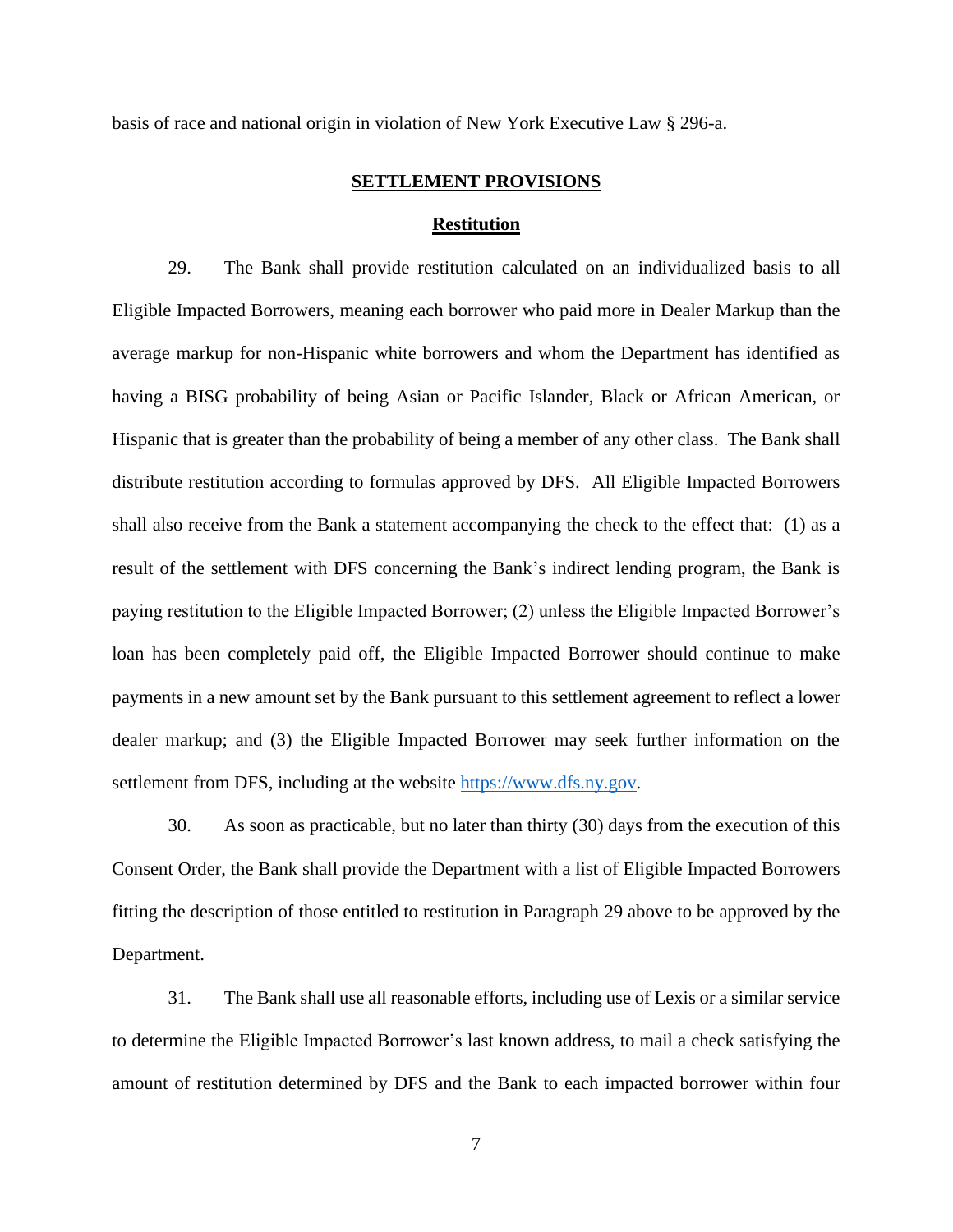basis of race and national origin in violation of New York Executive Law § 296-a.

## SETTLEMENT PROVISIONS

### Restitution

29. The Bank shall provide restitution calculated on an individualized basis to all Eligible Impacted Borrowers, meaning each borrower who paid more in Dealer Markup than the average markup for non-Hispanic white borrowers and whom the Department has identified as having a BISG probability of being Asian or Pacific Islander, Black or African American, or Hispanic that is greater than the probability of being a member of any other class. The Bank shall distribute restitution according to formulas approved by DFS. All Eligible Impacted Borrowers shall also receive from the Bank a statement accompanying the check to the effect that: (1) as a result of the settlement with DFS concerning the Bank's indirect lending program, the Bank is paying restitution to the Eligible Impacted Borrower; (2) unless the Eligible Impacted Borrower's loan has been completely paid off, the Eligible Impacted Borrower should continue to make payments in a new amount set by the Bank pursuant to this settlement agreement to reflect a lower dealer markup; and (3) the Eligible Impacted Borrower may seek further information on the settlement from DFS, including at the website https://www.dfs.ny.gov.

30. As soon as practicable, but no later than thirty (30) days from the execution of this Consent Order, the Bank shall provide the Department with a list of Eligible Impacted Borrowers fitting the description of those entitled to restitution in Paragraph 29 above to be approved by the Department.

31. The Bank shall use all reasonable efforts, including use of Lexis or a similar service to determine the Eligible Impacted Borrower's last known address, to mail a check satisfying the amount of restitution determined by DFS and the Bank to each impacted borrower within four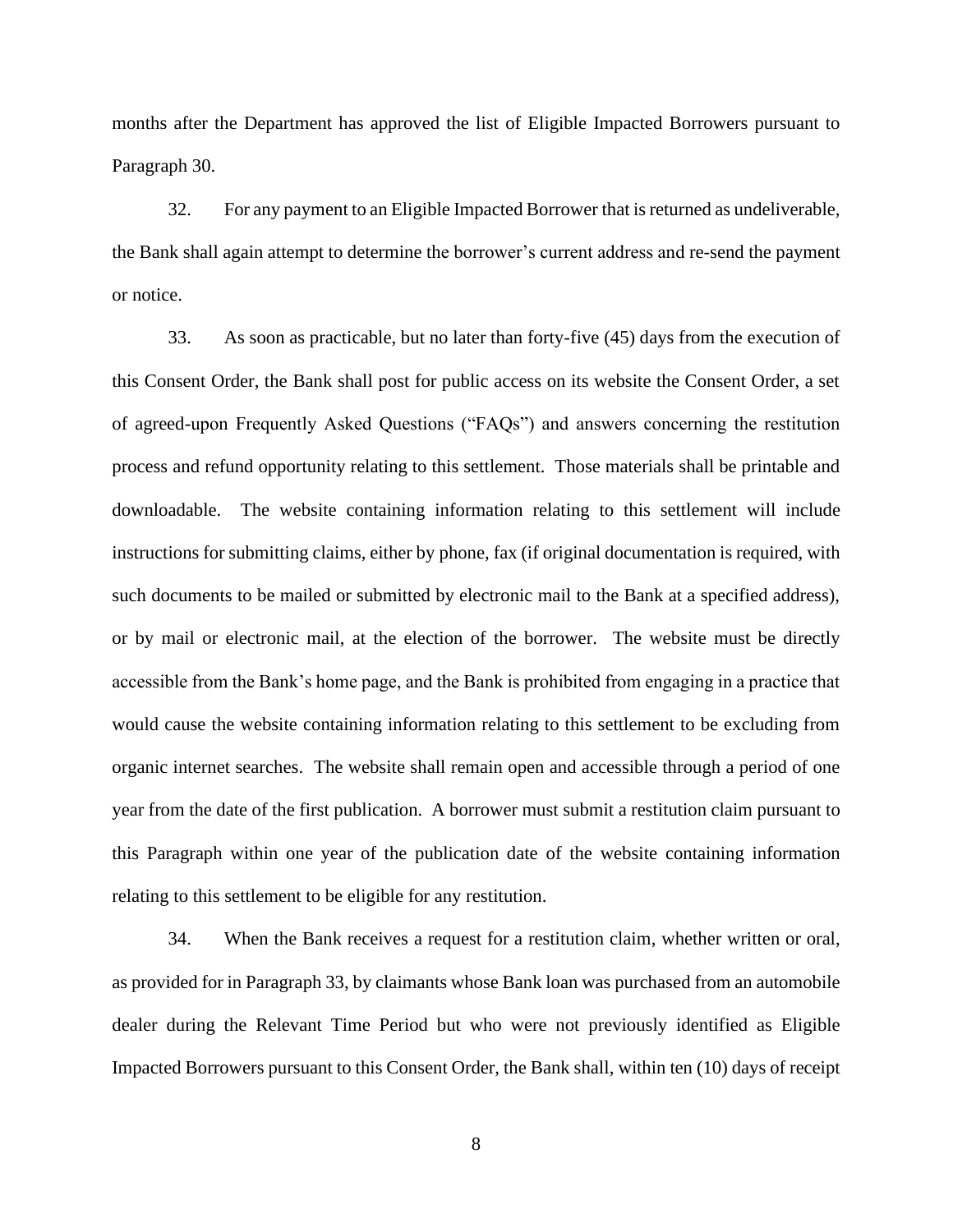months after the Department has approved the list of Eligible Impacted Borrowers pursuant to Paragraph 30.

32. For any payment to an Eligible Impacted Borrower that is returned as undeliverable, the Bank shall again attempt to determine the borrower's current address and re-send the payment or notice.

33. As soon as practicable, but no later than forty-five (45) days from the execution of this Consent Order, the Bank shall post for public access on its website the Consent Order, a set of agreed-upon Frequently Asked Questions ("FAQs") and answers concerning the restitution process and refund opportunity relating to this settlement. Those materials shall be printable and downloadable. The website containing information relating to this settlement will include instructions for submitting claims, either by phone, fax (if original documentation is required, with such documents to be mailed or submitted by electronic mail to the Bank at a specified address), or by mail or electronic mail, at the election of the borrower. The website must be directly accessible from the Bank's home page, and the Bank is prohibited from engaging in a practice that would cause the website containing information relating to this settlement to be excluding from organic internet searches. The website shall remain open and accessible through a period of one year from the date of the first publication. A borrower must submit a restitution claim pursuant to this Paragraph within one year of the publication date of the website containing information relating to this settlement to be eligible for any restitution.

34. When the Bank receives a request for a restitution claim, whether written or oral, as provided for in Paragraph 33, by claimants whose Bank loan was purchased from an automobile dealer during the Relevant Time Period but who were not previously identified as Eligible Impacted Borrowers pursuant to this Consent Order, the Bank shall, within ten (10) days of receipt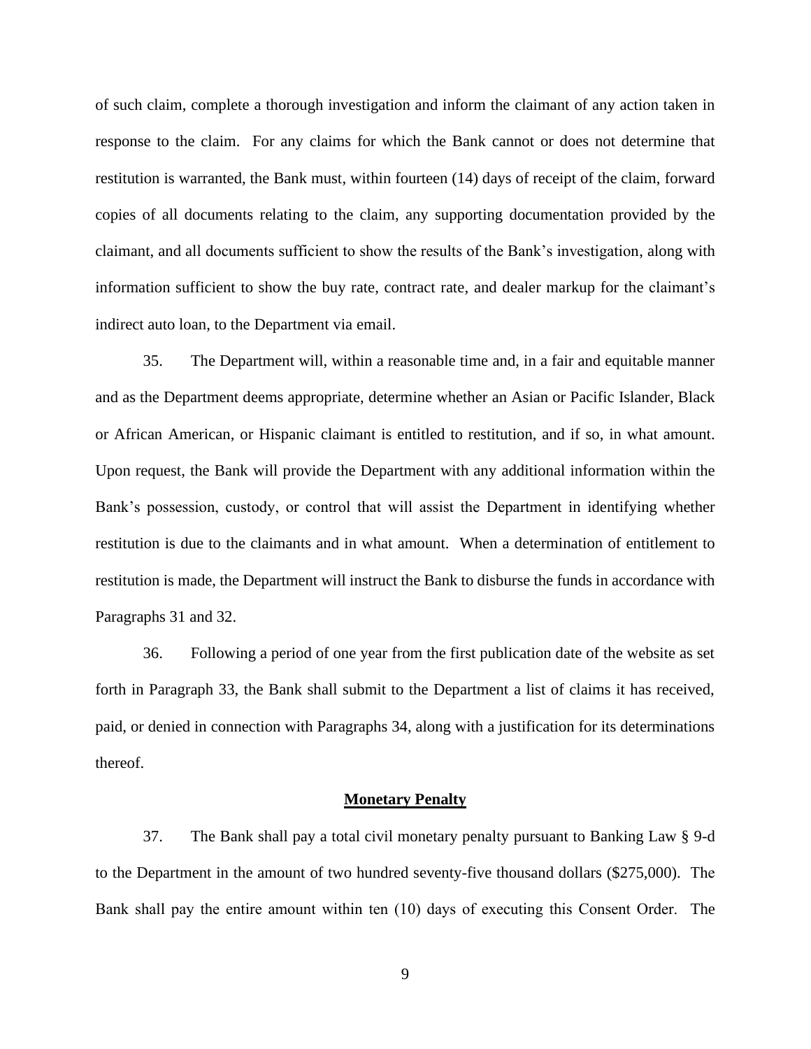of such claim, complete a thorough investigation and inform the claimant of any action taken in response to the claim. For any claims for which the Bank cannot or does not determine that restitution is warranted, the Bank must, within fourteen (14) days of receipt of the claim, forward copies of all documents relating to the claim, any supporting documentation provided by the claimant, and all documents sufficient to show the results of the Bank's investigation, along with information sufficient to show the buy rate, contract rate, and dealer markup for the claimant's indirect auto loan, to the Department via email.

35. The Department will, within a reasonable time and, in a fair and equitable manner and as the Department deems appropriate, determine whether an Asian or Pacific Islander, Black or African American, or Hispanic claimant is entitled to restitution, and if so, in what amount. Upon request, the Bank will provide the Department with any additional information within the Bank's possession, custody, or control that will assist the Department in identifying whether restitution is due to the claimants and in what amount. When a determination of entitlement to restitution is made, the Department will instruct the Bank to disburse the funds in accordance with Paragraphs 31 and 32.

36. Following a period of one year from the first publication date of the website as set forth in Paragraph 33, the Bank shall submit to the Department a list of claims it has received, paid, or denied in connection with Paragraphs 34, along with a justification for its determinations thereof.

## **Monetary Penalty**

37. The Bank shall pay a total civil monetary penalty pursuant to Banking Law § 9-d to the Department in the amount of two hundred seventy-five thousand dollars ($275,000). The Bank shall pay the entire amount within ten (10) days of executing this Consent Order. The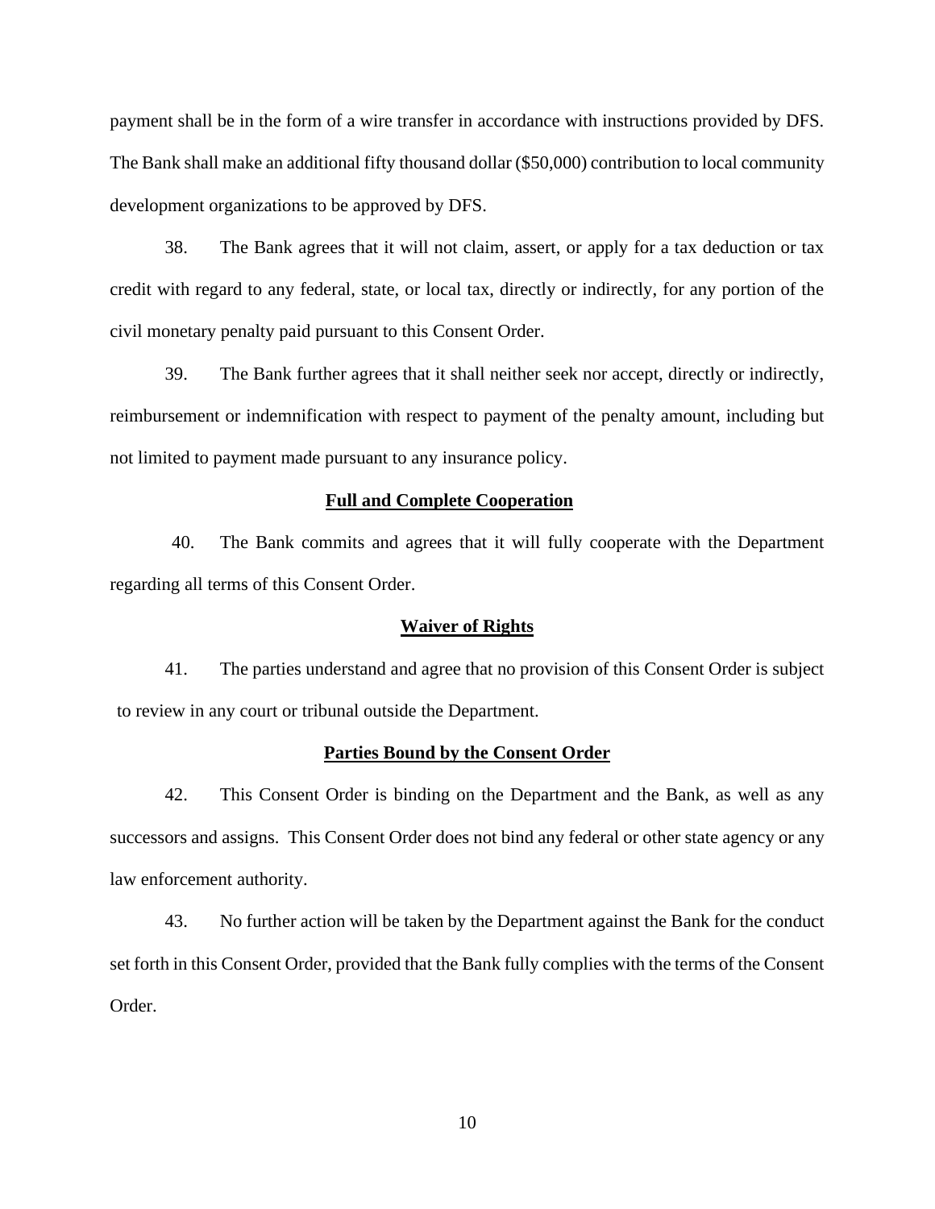payment shall be in the form of a wire transfer in accordance with instructions provided by DFS. The Bank shall make an additional fifty thousand dollar ($50,000) contribution to local community development organizations to be approved by DFS.

38. The Bank agrees that it will not claim, assert, or apply for a tax deduction or tax credit with regard to any federal, state, or local tax, directly or indirectly, for any portion of the civil monetary penalty paid pursuant to this Consent Order.

39. The Bank further agrees that it shall neither seek nor accept, directly or indirectly, reimbursement or indemnification with respect to payment of the penalty amount, including but not limited to payment made pursuant to any insurance policy.

**Full and Complete Cooperation**

40. The Bank commits and agrees that it will fully cooperate with the Department regarding all terms of this Consent Order.

**Waiver of Rights**

41. The parties understand and agree that no provision of this Consent Order is subject to review in any court or tribunal outside the Department.

**Parties Bound by the Consent Order**

42. This Consent Order is binding on the Department and the Bank, as well as any successors and assigns. This Consent Order does not bind any federal or other state agency or any law enforcement authority.

43. No further action will be taken by the Department against the Bank for the conduct set forth in this Consent Order, provided that the Bank fully complies with the terms of the Consent Order.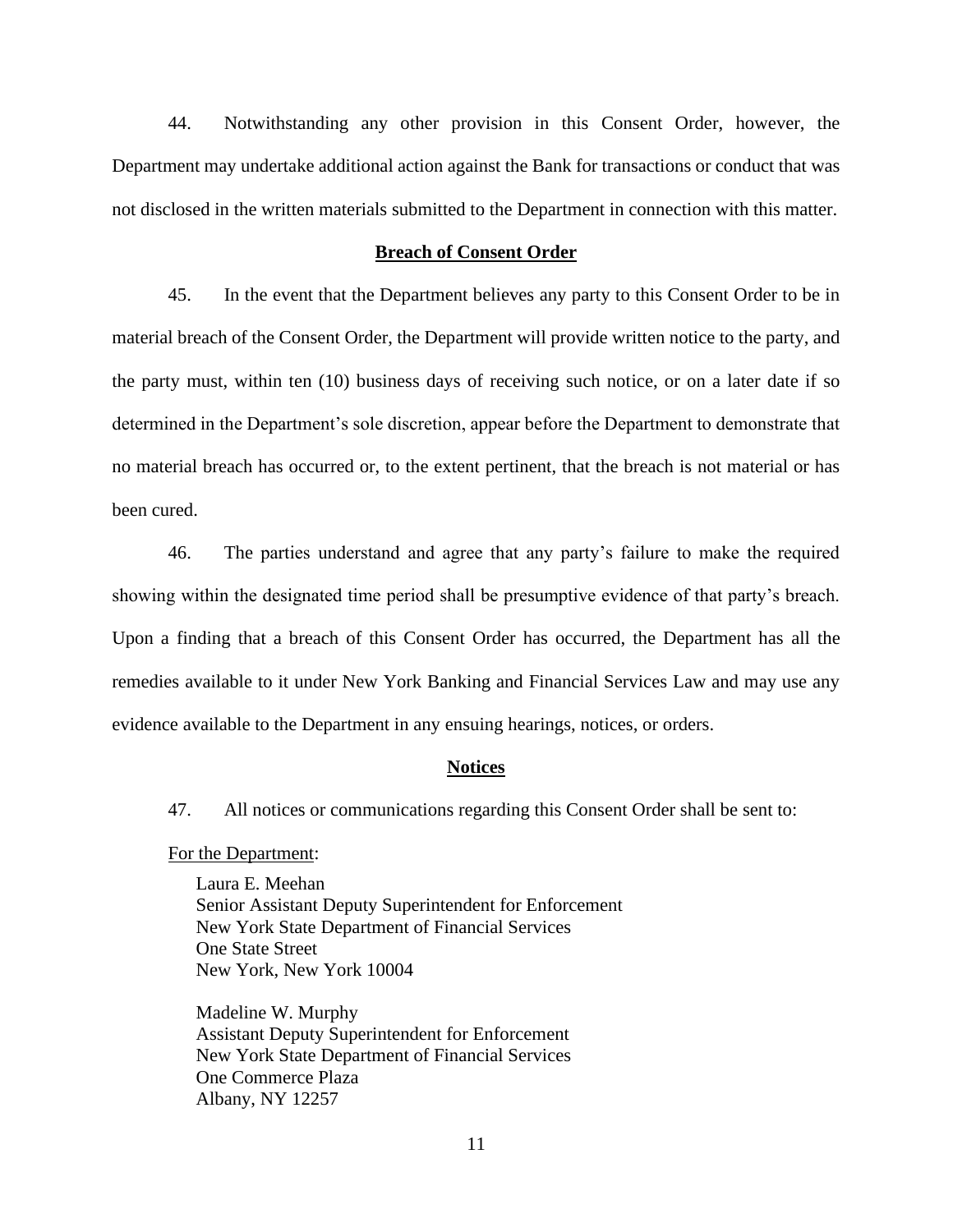44. Notwithstanding any other provision in this Consent Order, however, the Department may undertake additional action against the Bank for transactions or conduct that was not disclosed in the written materials submitted to the Department in connection with this matter.

## **Breach of Consent Order**

45. In the event that the Department believes any party to this Consent Order to be in material breach of the Consent Order, the Department will provide written notice to the party, and the party must, within ten (10) business days of receiving such notice, or on a later date if so determined in the Department's sole discretion, appear before the Department to demonstrate that no material breach has occurred or, to the extent pertinent, that the breach is not material or has been cured.

46. The parties understand and agree that any party's failure to make the required showing within the designated time period shall be presumptive evidence of that party's breach. Upon a finding that a breach of this Consent Order has occurred, the Department has all the remedies available to it under New York Banking and Financial Services Law and may use any evidence available to the Department in any ensuing hearings, notices, or orders.

## **Notices**

47. All notices or communications regarding this Consent Order shall be sent to:

For the Department:

Laura E. Meehan
Senior Assistant Deputy Superintendent for Enforcement
New York State Department of Financial Services
One State Street
New York, New York 10004

Madeline W. Murphy
Assistant Deputy Superintendent for Enforcement
New York State Department of Financial Services
One Commerce Plaza
Albany, NY 12257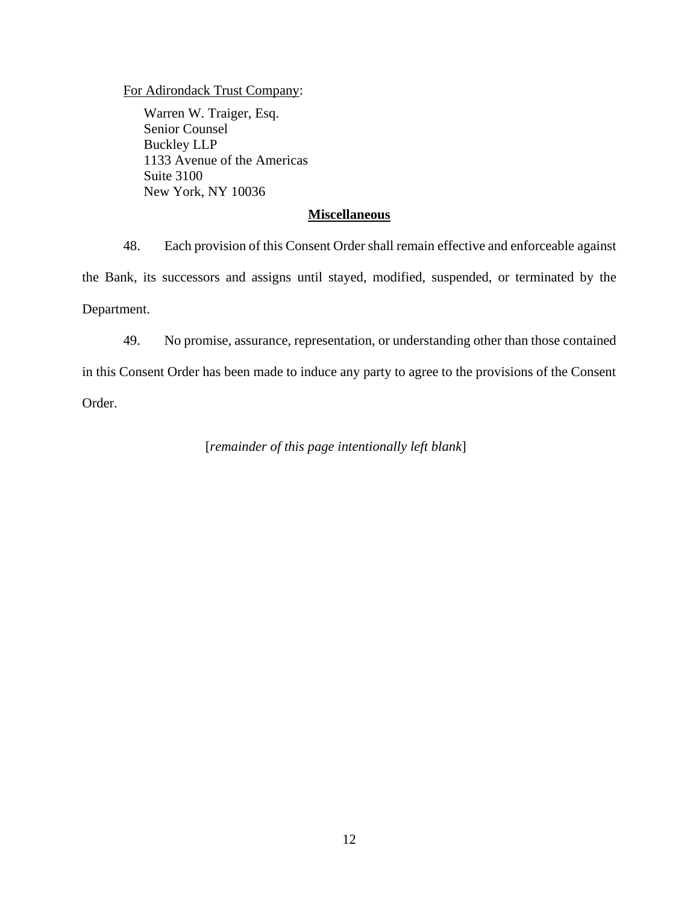For Adirondack Trust Company:

Warren W. Traiger, Esq.
Senior Counsel
Buckley LLP
1133 Avenue of the Americas
Suite 3100
New York, NY 10036

## Miscellaneous

48. Each provision of this Consent Order shall remain effective and enforceable against the Bank, its successors and assigns until stayed, modified, suspended, or terminated by the Department.

49. No promise, assurance, representation, or understanding other than those contained in this Consent Order has been made to induce any party to agree to the provisions of the Consent Order.

[*remainder of this page intentionally left blank*]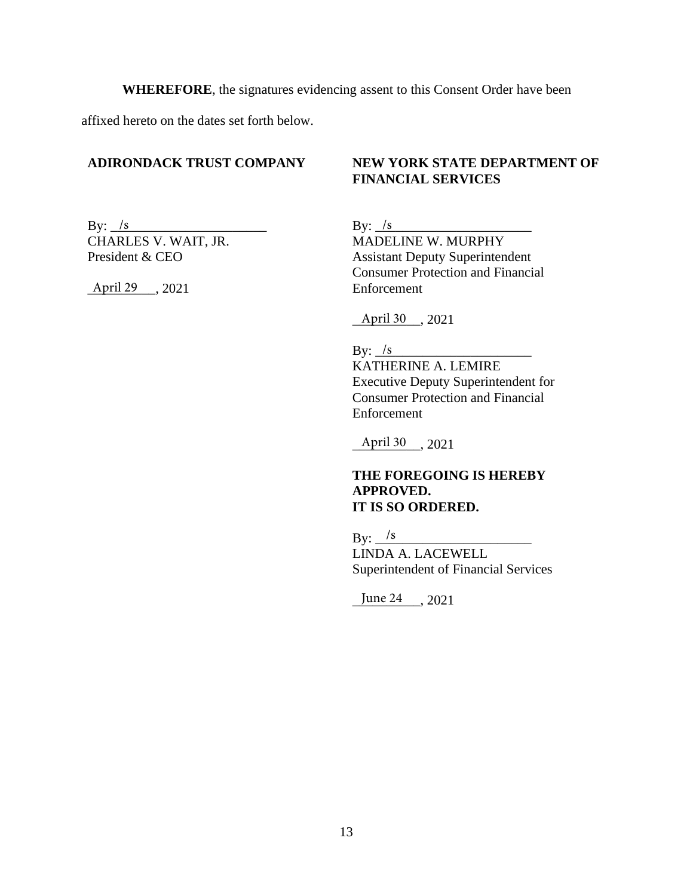**WHEREFORE**, the signatures evidencing assent to this Consent Order have been affixed hereto on the dates set forth below.

**ADIRONDACK TRUST COMPANY**

By: /s
CHARLES V. WAIT, JR.
President & CEO

April 29, 2021

**NEW YORK STATE DEPARTMENT OF FINANCIAL SERVICES**

By: /s
MADELINE W. MURPHY
Assistant Deputy Superintendent
Consumer Protection and Financial Enforcement

April 30, 2021

By: /s
KATHERINE A. LEMIRE
Executive Deputy Superintendent for Consumer Protection and Financial Enforcement

April 30, 2021

**THE FOREGOING IS HEREBY APPROVED.**
**IT IS SO ORDERED.**

By: /s
LINDA A. LACEWELL
Superintendent of Financial Services

June 24, 2021